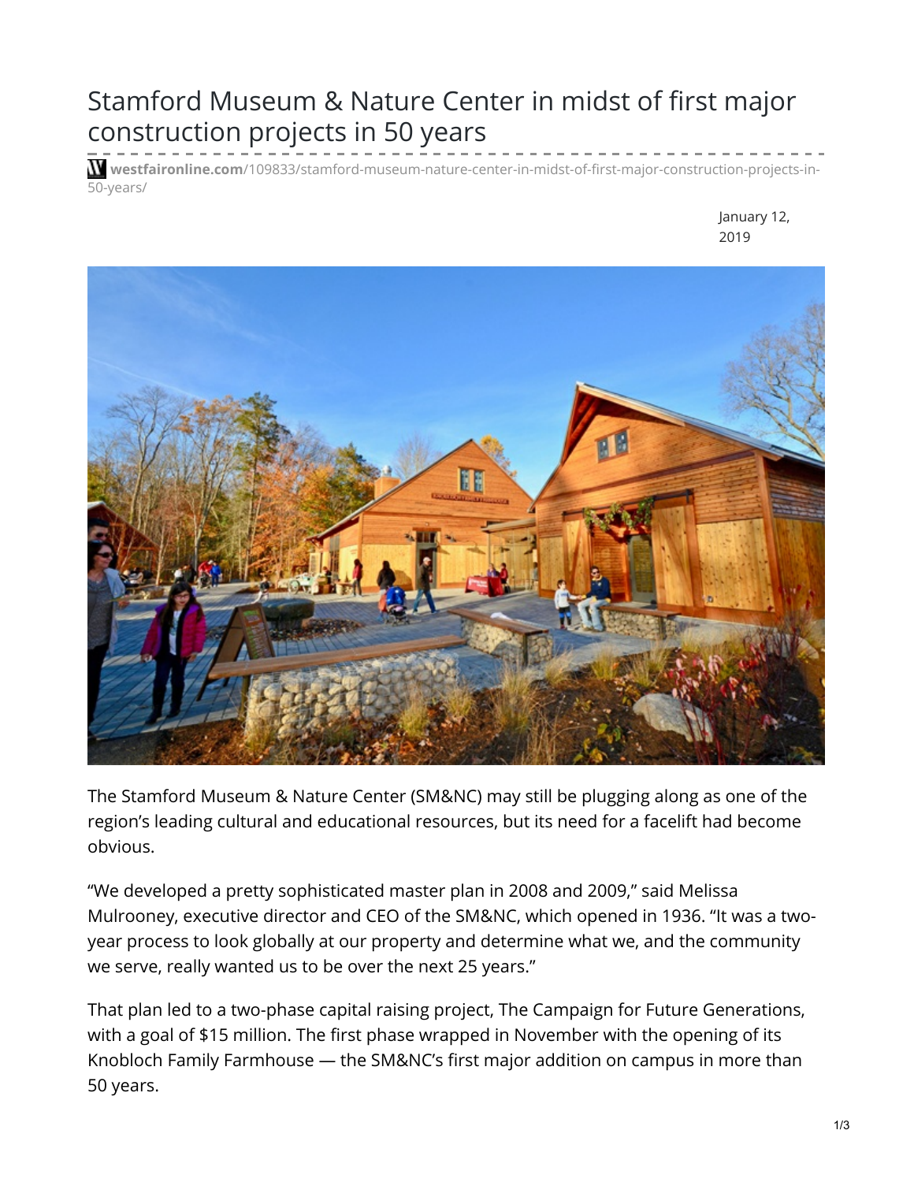# Stamford Museum & Nature Center in midst of first major construction projects in 50 years

westfaironline.com/109833/stamford-museum-nature-center-in-midst-of-first-major-construction-projects-in-50-years/

January 12, 2019

The Stamford Museum & Nature Center (SM&NC) may still be plugging along as one of the region's leading cultural and educational resources, but its need for a facelift had become obvious.

"We developed a pretty sophisticated master plan in 2008 and 2009," said Melissa Mulrooney, executive director and CEO of the SM&NC, which opened in 1936. "It was a two-year process to look globally at our property and determine what we, and the community we serve, really wanted us to be over the next 25 years."

That plan led to a two-phase capital raising project, The Campaign for Future Generations, with a goal of $15 million. The first phase wrapped in November with the opening of its Knobloch Family Farmhouse — the SM&NC's first major addition on campus in more than 50 years.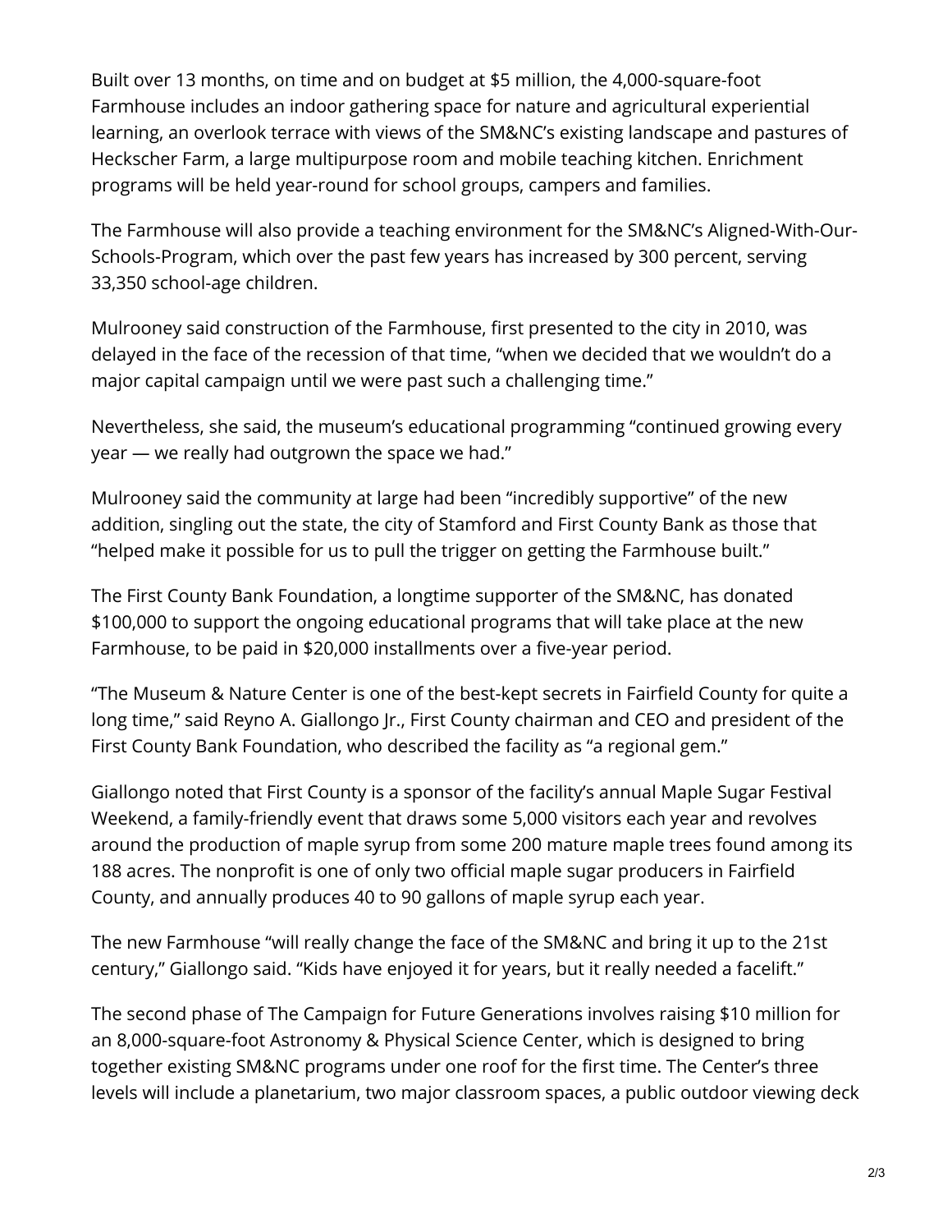Built over 13 months, on time and on budget at $5 million, the 4,000-square-foot Farmhouse includes an indoor gathering space for nature and agricultural experiential learning, an overlook terrace with views of the SM&NC's existing landscape and pastures of Heckscher Farm, a large multipurpose room and mobile teaching kitchen. Enrichment programs will be held year-round for school groups, campers and families.

The Farmhouse will also provide a teaching environment for the SM&NC's Aligned-With-Our-Schools-Program, which over the past few years has increased by 300 percent, serving 33,350 school-age children.

Mulrooney said construction of the Farmhouse, first presented to the city in 2010, was delayed in the face of the recession of that time, "when we decided that we wouldn't do a major capital campaign until we were past such a challenging time."

Nevertheless, she said, the museum's educational programming "continued growing every year — we really had outgrown the space we had."

Mulrooney said the community at large had been "incredibly supportive" of the new addition, singling out the state, the city of Stamford and First County Bank as those that "helped make it possible for us to pull the trigger on getting the Farmhouse built."

The First County Bank Foundation, a longtime supporter of the SM&NC, has donated $100,000 to support the ongoing educational programs that will take place at the new Farmhouse, to be paid in $20,000 installments over a five-year period.

"The Museum & Nature Center is one of the best-kept secrets in Fairfield County for quite a long time," said Reyno A. Giallongo Jr., First County chairman and CEO and president of the First County Bank Foundation, who described the facility as "a regional gem."

Giallongo noted that First County is a sponsor of the facility's annual Maple Sugar Festival Weekend, a family-friendly event that draws some 5,000 visitors each year and revolves around the production of maple syrup from some 200 mature maple trees found among its 188 acres. The nonprofit is one of only two official maple sugar producers in Fairfield County, and annually produces 40 to 90 gallons of maple syrup each year.

The new Farmhouse "will really change the face of the SM&NC and bring it up to the 21st century," Giallongo said. "Kids have enjoyed it for years, but it really needed a facelift."

The second phase of The Campaign for Future Generations involves raising $10 million for an 8,000-square-foot Astronomy & Physical Science Center, which is designed to bring together existing SM&NC programs under one roof for the first time. The Center's three levels will include a planetarium, two major classroom spaces, a public outdoor viewing deck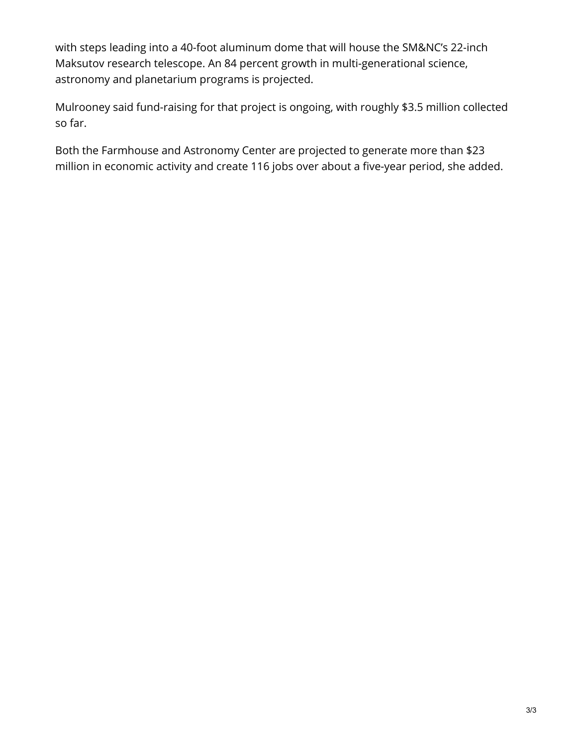with steps leading into a 40-foot aluminum dome that will house the SM&NC's 22-inch Maksutov research telescope. An 84 percent growth in multi-generational science, astronomy and planetarium programs is projected.

Mulrooney said fund-raising for that project is ongoing, with roughly $3.5 million collected so far.

Both the Farmhouse and Astronomy Center are projected to generate more than $23 million in economic activity and create 116 jobs over about a five-year period, she added.